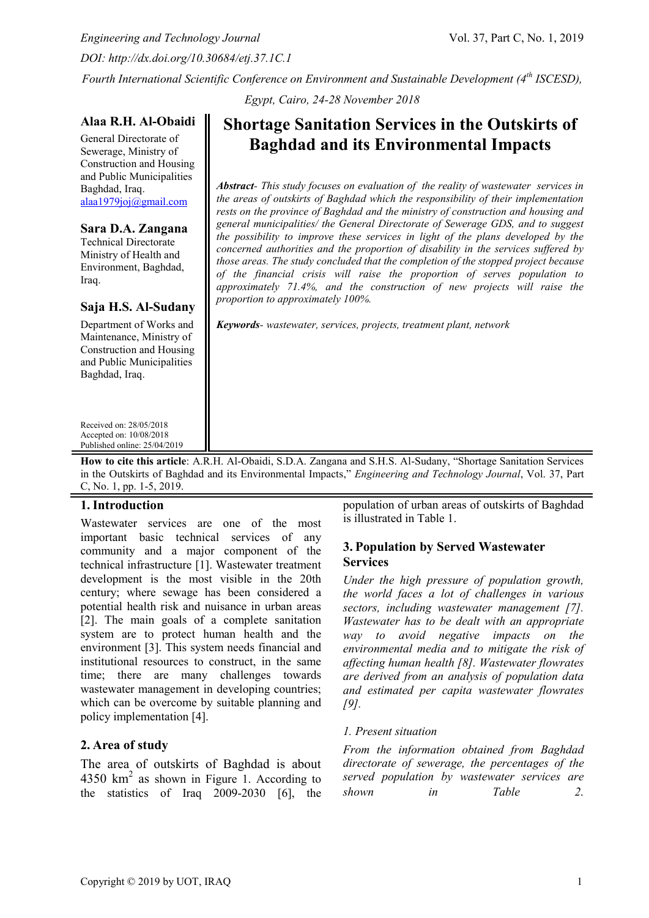# Shortage Sanitation Services in the Outskirts of Baghdad and its Environmental Impacts

**Alaa R.H. Al-Obaidi**
General Directorate of Sewerage, Ministry of Construction and Housing and Public Municipalities Baghdad, Iraq.
alaa1979joj@gmail.com

**Sara D.A. Zangana**
Technical Directorate Ministry of Health and Environment, Baghdad, Iraq.

**Saja H.S. Al-Sudany**
Department of Works and Maintenance, Ministry of Construction and Housing and Public Municipalities Baghdad, Iraq.

Received on: 28/05/2018
Accepted on: 10/08/2018
Published online: 25/04/2019

***Abstract****- This study focuses on evaluation of the reality of wastewater services in the areas of outskirts of Baghdad which the responsibility of their implementation rests on the province of Baghdad and the ministry of construction and housing and general municipalities/ the General Directorate of Sewerage GDS, and to suggest the possibility to improve these services in light of the plans developed by the concerned authorities and the proportion of disability in the services suffered by those areas. The study concluded that the completion of the stopped project because of the financial crisis will raise the proportion of serves population to approximately 71.4%, and the construction of new projects will raise the proportion to approximately 100%.*

***Keywords****- wastewater, services, projects, treatment plant, network*

**How to cite this article**: A.R.H. Al-Obaidi, S.D.A. Zangana and S.H.S. Al-Sudany, "Shortage Sanitation Services in the Outskirts of Baghdad and its Environmental Impacts," *Engineering and Technology Journal*, Vol. 37, Part C, No. 1, pp. 1-5, 2019.

## 1. Introduction

Wastewater services are one of the most important basic technical services of any community and a major component of the technical infrastructure [1]. Wastewater treatment development is the most visible in the 20th century; where sewage has been considered a potential health risk and nuisance in urban areas [2]. The main goals of a complete sanitation system are to protect human health and the environment [3]. This system needs financial and institutional resources to construct, in the same time; there are many challenges towards wastewater management in developing countries; which can be overcome by suitable planning and policy implementation [4].

## 2. Area of study

The area of outskirts of Baghdad is about 4350 $km^2$ as shown in Figure 1. According to the statistics of Iraq 2009-2030 [6], the population of urban areas of outskirts of Baghdad is illustrated in Table 1.

## 3. Population by Served Wastewater Services

*Under the high pressure of population growth, the world faces a lot of challenges in various sectors, including wastewater management [7]. Wastewater has to be dealt with an appropriate way to avoid negative impacts on the environmental media and to mitigate the risk of affecting human health [8]. Wastewater flowrates are derived from an analysis of population data and estimated per capita wastewater flowrates [9].*

*1. Present situation*

*From the information obtained from Baghdad directorate of sewerage, the percentages of the served population by wastewater services are shown in Table 2.*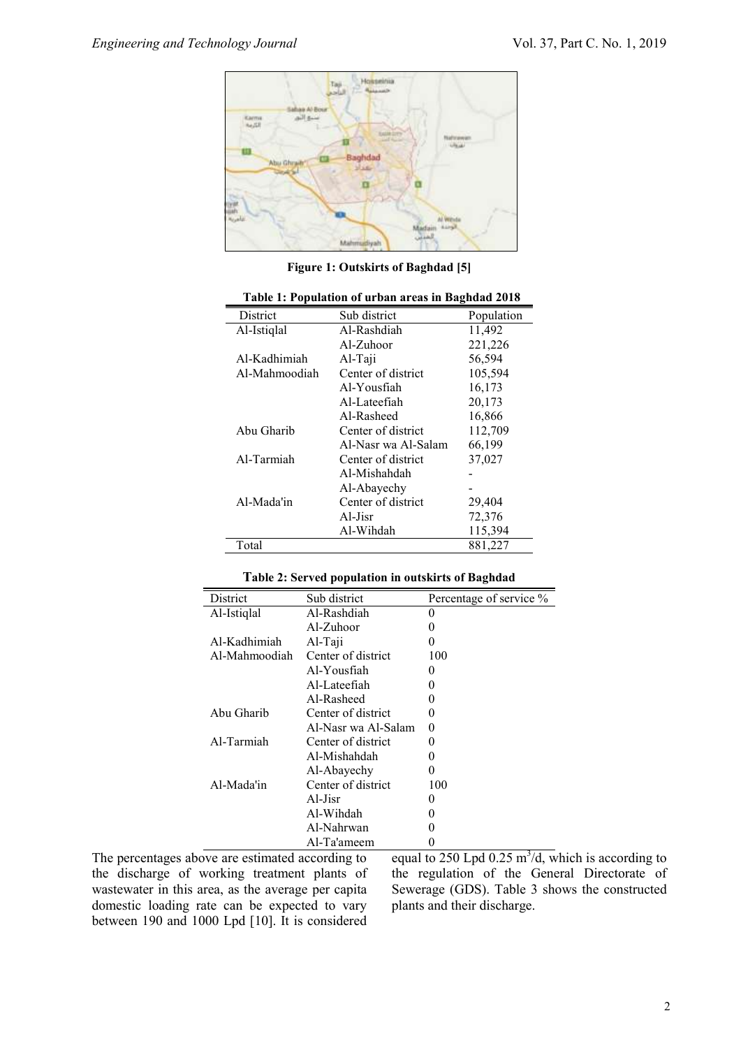Figure 1: Outskirts of Baghdad [5]

**Table 1: Population of urban areas in Baghdad 2018**

| District | Sub district | Population |
|---|---|---|
| Al-Istiqlal | Al-Rashdiah | 11,492 |
| | Al-Zuhoor | 221,226 |
| Al-Kadhimiah | Al-Taji | 56,594 |
| Al-Mahmoodiah | Center of district | 105,594 |
| | Al-Yousfiah | 16,173 |
| | Al-Lateefiah | 20,173 |
| | Al-Rasheed | 16,866 |
| Abu Gharib | Center of district | 112,709 |
| | Al-Nasr wa Al-Salam | 66,199 |
| Al-Tarmiah | Center of district | 37,027 |
| | Al-Mishahdah | - |
| | Al-Abayechy | - |
| Al-Mada'in | Center of district | 29,404 |
| | Al-Jisr | 72,376 |
| | Al-Wihdah | 115,394 |
| Total | | 881,227 |

**Table 2: Served population in outskirts of Baghdad**

| District | Sub district | Percentage of service % |
|---|---|---|
| Al-Istiqlal | Al-Rashdiah | 0 |
| | Al-Zuhoor | 0 |
| Al-Kadhimiah | Al-Taji | 0 |
| Al-Mahmoodiah | Center of district | 100 |
| | Al-Yousfiah | 0 |
| | Al-Lateefiah | 0 |
| | Al-Rasheed | 0 |
| Abu Gharib | Center of district | 0 |
| | Al-Nasr wa Al-Salam | 0 |
| Al-Tarmiah | Center of district | 0 |
| | Al-Mishahdah | 0 |
| | Al-Abayechy | 0 |
| Al-Mada'in | Center of district | 100 |
| | Al-Jisr | 0 |
| | Al-Wihdah | 0 |
| | Al-Nahrwan | 0 |
| | Al-Ta'ameem | 0 |

The percentages above are estimated according to the discharge of working treatment plants of wastewater in this area, as the average per capita domestic loading rate can be expected to vary between 190 and 1000 Lpd [10]. It is considered equal to 250 Lpd 0.25 $m^3$/d, which is according to the regulation of the General Directorate of Sewerage (GDS). Table 3 shows the constructed plants and their discharge.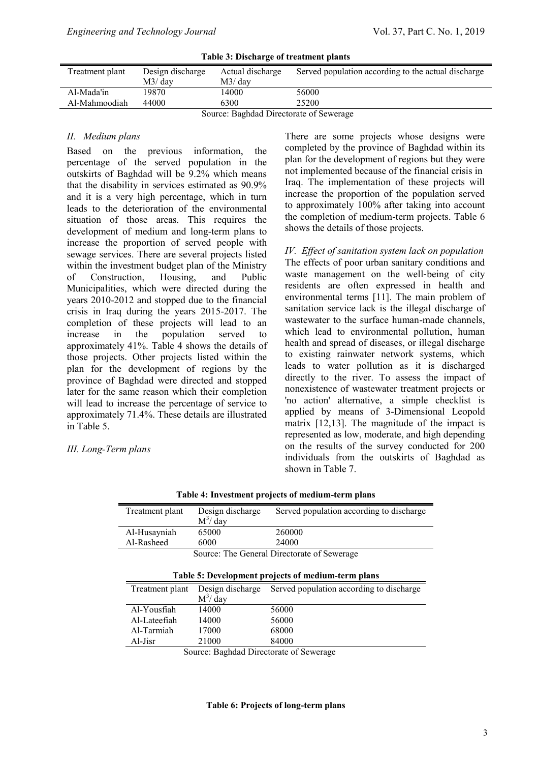**Table 3: Discharge of treatment plants**

| Treatment plant | Design discharge M3/ day | Actual discharge M3/ day | Served population according to the actual discharge |
|---|---|---|---|
| Al-Mada'in | 19870 | 14000 | 56000 |
| Al-Mahmoodiah | 44000 | 6300 | 25200 |

Source: Baghdad Directorate of Sewerage

### *II. Medium plans*

Based on the previous information, the percentage of the served population in the outskirts of Baghdad will be 9.2% which means that the disability in services estimated as 90.9% and it is a very high percentage, which in turn leads to the deterioration of the environmental situation of those areas. This requires the development of medium and long-term plans to increase the proportion of served people with sewage services. There are several projects listed within the investment budget plan of the Ministry of Construction, Housing, and Public Municipalities, which were directed during the years 2010-2012 and stopped due to the financial crisis in Iraq during the years 2015-2017. The completion of these projects will lead to an increase in the population served to approximately 41%. Table 4 shows the details of those projects. Other projects listed within the plan for the development of regions by the province of Baghdad were directed and stopped later for the same reason which their completion will lead to increase the percentage of service to approximately 71.4%. These details are illustrated in Table 5.

### *III. Long-Term plans*

There are some projects whose designs were completed by the province of Baghdad within its plan for the development of regions but they were not implemented because of the financial crisis in Iraq. The implementation of these projects will increase the proportion of the population served to approximately 100% after taking into account the completion of medium-term projects. Table 6 shows the details of those projects.

### *IV. Effect of sanitation system lack on population*

The effects of poor urban sanitary conditions and waste management on the well-being of city residents are often expressed in health and environmental terms [11]. The main problem of sanitation service lack is the illegal discharge of wastewater to the surface human-made channels, which lead to environmental pollution, human health and spread of diseases, or illegal discharge to existing rainwater network systems, which leads to water pollution as it is discharged directly to the river. To assess the impact of nonexistence of wastewater treatment projects or 'no action' alternative, a simple checklist is applied by means of 3-Dimensional Leopold matrix [12,13]. The magnitude of the impact is represented as low, moderate, and high depending on the results of the survey conducted for 200 individuals from the outskirts of Baghdad as shown in Table 7.

**Table 4: Investment projects of medium-term plans**

| Treatment plant | Design discharge $M^3$/ day | Served population according to discharge |
|---|---|---|
| Al-Husayniah | 65000 | 260000 |
| Al-Rasheed | 6000 | 24000 |

Source: The General Directorate of Sewerage

**Table 5: Development projects of medium-term plans**

| Treatment plant | Design discharge $M^3$/ day | Served population according to discharge |
|---|---|---|
| Al-Yousfiah | 14000 | 56000 |
| Al-Lateefiah | 14000 | 56000 |
| Al-Tarmiah | 17000 | 68000 |
| Al-Jisr | 21000 | 84000 |

Source: Baghdad Directorate of Sewerage

**Table 6: Projects of long-term plans**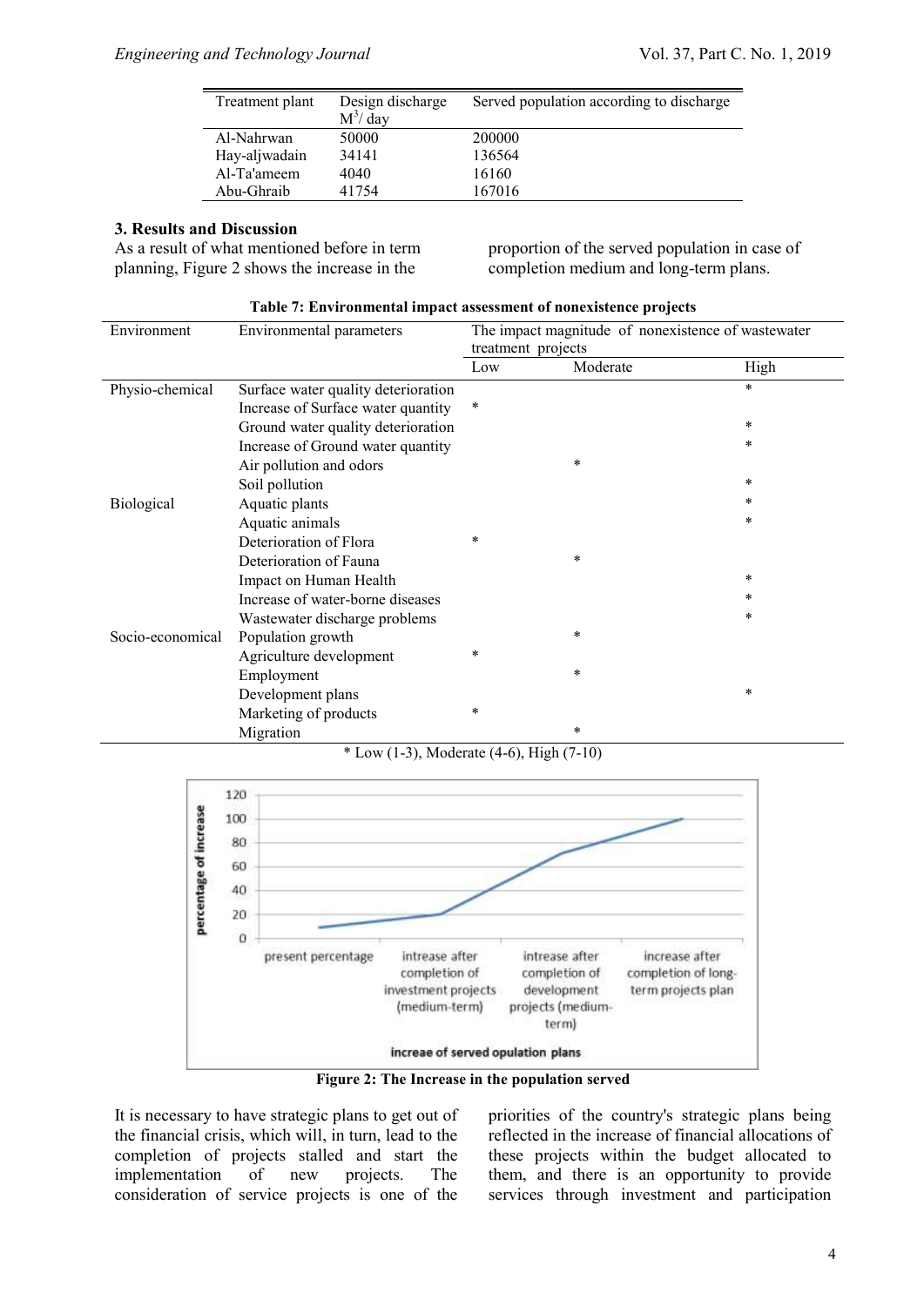| Treatment plant | Design discharge $M^3$/ day | Served population according to discharge |
|---|---|---|
| Al-Nahrwan | 50000 | 200000 |
| Hay-aljwadain | 34141 | 136564 |
| Al-Ta'ameem | 4040 | 16160 |
| Abu-Ghraib | 41754 | 167016 |

### 3. Results and Discussion

As a result of what mentioned before in term planning, Figure 2 shows the increase in the proportion of the served population in case of completion medium and long-term plans.

**Table 7: Environmental impact assessment of nonexistence projects**

| Environment | Environmental parameters | The impact magnitude of nonexistence of wastewater treatment projects | | |
|---|---|---|---|---|
| | | Low | Moderate | High |
| Physio-chemical | Surface water quality deterioration | | | * |
| | Increase of Surface water quantity | * | | |
| | Ground water quality deterioration | | | * |
| | Increase of Ground water quantity | | | * |
| | Air pollution and odors | | * | |
| | Soil pollution | | | * |
| Biological | Aquatic plants | | | * |
| | Aquatic animals | | | * |
| | Deterioration of Flora | * | | |
| | Deterioration of Fauna | | * | |
| | Impact on Human Health | | | * |
| | Increase of water-borne diseases | | | * |
| | Wastewater discharge problems | | | * |
| Socio-economical | Population growth | | * | |
| | Agriculture development | * | | |
| | Employment | | * | |
| | Development plans | | | * |
| | Marketing of products | * | | |
| | Migration | | * | |

\* Low (1-3), Moderate (4-6), High (7-10)

**Figure 2: The Increase in the population served**

It is necessary to have strategic plans to get out of the financial crisis, which will, in turn, lead to the completion of projects stalled and start the implementation of new projects. The consideration of service projects is one of the priorities of the country's strategic plans being reflected in the increase of financial allocations of these projects within the budget allocated to them, and there is an opportunity to provide services through investment and participation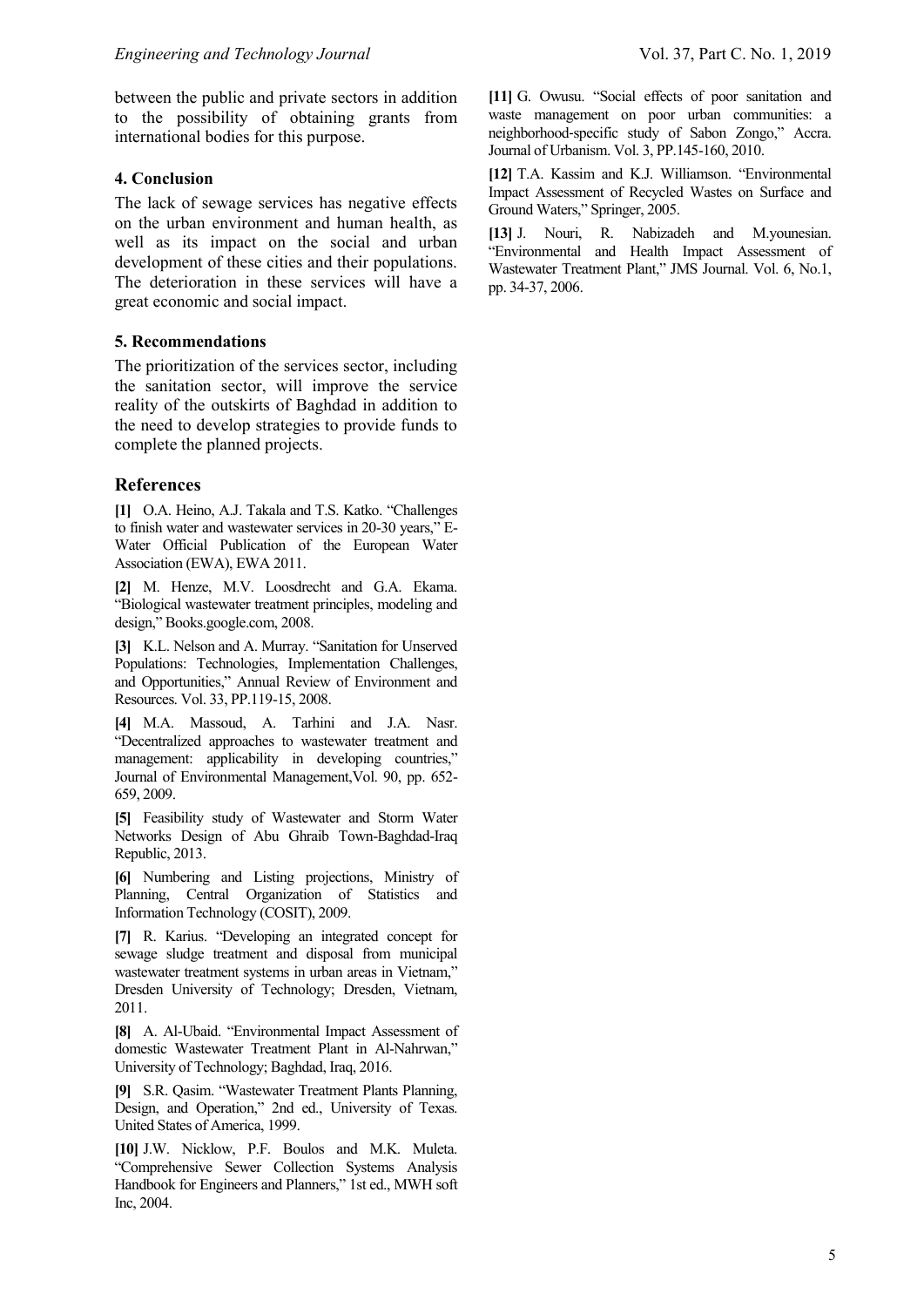between the public and private sectors in addition to the possibility of obtaining grants from international bodies for this purpose.

## 4. Conclusion

The lack of sewage services has negative effects on the urban environment and human health, as well as its impact on the social and urban development of these cities and their populations. The deterioration in these services will have a great economic and social impact.

## 5. Recommendations

The prioritization of the services sector, including the sanitation sector, will improve the service reality of the outskirts of Baghdad in addition to the need to develop strategies to provide funds to complete the planned projects.

## References

**[1]** O.A. Heino, A.J. Takala and T.S. Katko. "Challenges to finish water and wastewater services in 20-30 years," E-Water Official Publication of the European Water Association (EWA), EWA 2011.

**[2]** M. Henze, M.V. Loosdrecht and G.A. Ekama. "Biological wastewater treatment principles, modeling and design," Books.google.com, 2008.

**[3]** K.L. Nelson and A. Murray. "Sanitation for Unserved Populations: Technologies, Implementation Challenges, and Opportunities," Annual Review of Environment and Resources. Vol. 33, PP.119-15, 2008.

**[4]** M.A. Massoud, A. Tarhini and J.A. Nasr. "Decentralized approaches to wastewater treatment and management: applicability in developing countries," Journal of Environmental Management,Vol. 90, pp. 652-659, 2009.

**[5]** Feasibility study of Wastewater and Storm Water Networks Design of Abu Ghraib Town-Baghdad-Iraq Republic, 2013.

**[6]** Numbering and Listing projections, Ministry of Planning, Central Organization of Statistics and Information Technology (COSIT), 2009.

**[7]** R. Karius. "Developing an integrated concept for sewage sludge treatment and disposal from municipal wastewater treatment systems in urban areas in Vietnam," Dresden University of Technology; Dresden, Vietnam, 2011.

**[8]** A. Al-Ubaid. "Environmental Impact Assessment of domestic Wastewater Treatment Plant in Al-Nahrwan," University of Technology; Baghdad, Iraq, 2016.

**[9]** S.R. Qasim. "Wastewater Treatment Plants Planning, Design, and Operation," 2nd ed., University of Texas. United States of America, 1999.

**[10]** J.W. Nicklow, P.F. Boulos and M.K. Muleta. "Comprehensive Sewer Collection Systems Analysis Handbook for Engineers and Planners," 1st ed., MWH soft Inc, 2004.

**[11]** G. Owusu. "Social effects of poor sanitation and waste management on poor urban communities: a neighborhood-specific study of Sabon Zongo," Accra. Journal of Urbanism. Vol. 3, PP.145-160, 2010.

**[12]** T.A. Kassim and K.J. Williamson. "Environmental Impact Assessment of Recycled Wastes on Surface and Ground Waters," Springer, 2005.

**[13]** J. Nouri, R. Nabizadeh and M.younesian. "Environmental and Health Impact Assessment of Wastewater Treatment Plant," JMS Journal. Vol. 6, No.1, pp. 34-37, 2006.